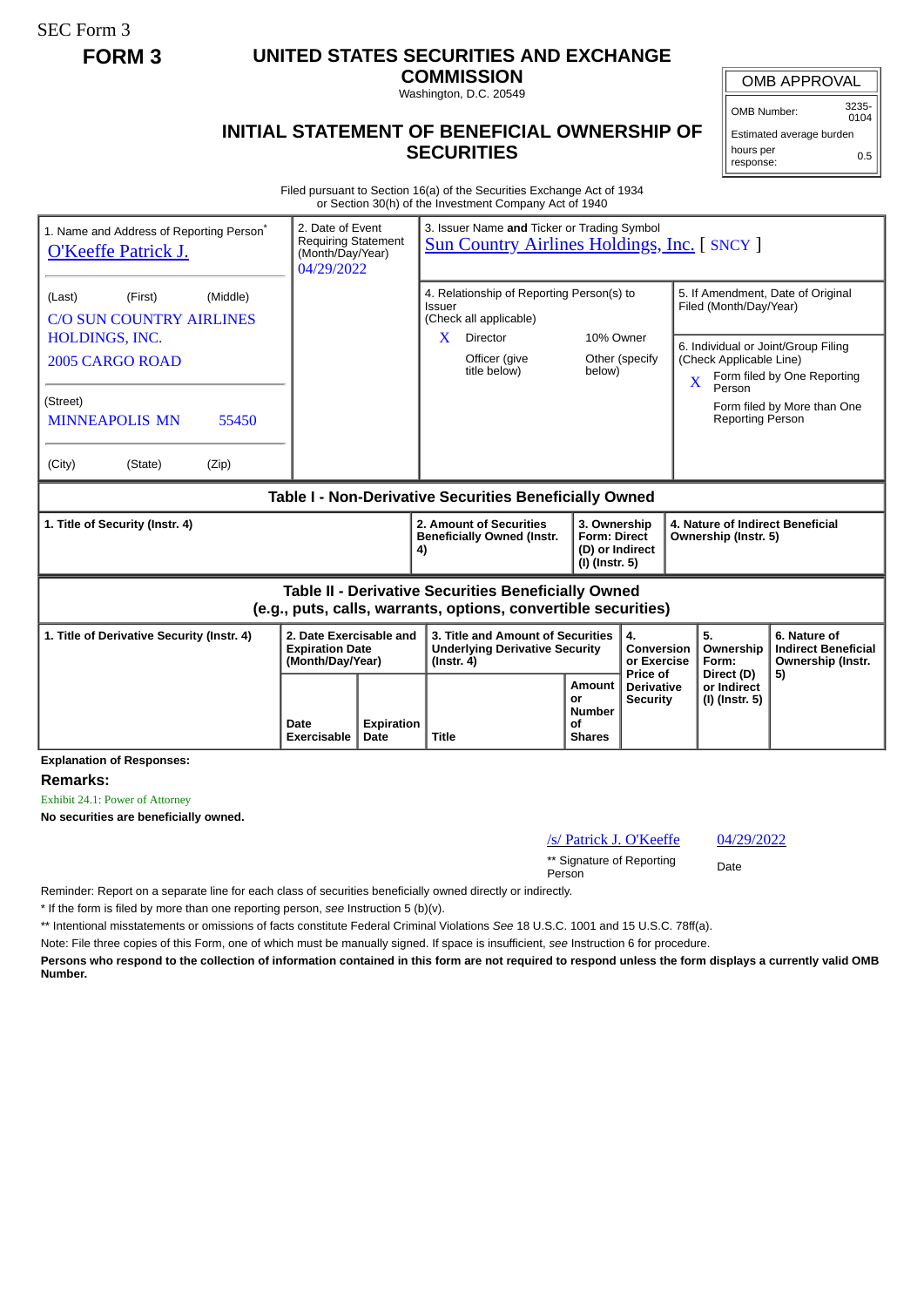SEC Form 3

**FORM 3**

# UNITED STATES SECURITIES AND EXCHANGE COMMISSION

Washington, D.C. 20549

## INITIAL STATEMENT OF BENEFICIAL OWNERSHIP OF SECURITIES

| OMB APPROVAL | |
|---|---|
| OMB Number: | 3235-0104 |
| Estimated average burden | |
| hours per response: | 0.5 |

Filed pursuant to Section 16(a) of the Securities Exchange Act of 1934
or Section 30(h) of the Investment Company Act of 1940

| 1. Name and Address of Reporting Person* | 2. Date of Event Requiring Statement (Month/Day/Year) | 3. Issuer Name and Ticker or Trading Symbol |
|---|---|---|
| O'Keeffe Patrick J. | 04/29/2022 | Sun Country Airlines Holdings, Inc. [ SNCY ] |
| (Last) (First) (Middle) C/O SUN COUNTRY AIRLINES HOLDINGS, INC. 2005 CARGO ROAD | | 4. Relationship of Reporting Person(s) to Issuer (Check all applicable): X Director; 10% Owner; Officer (give title below); Other (specify below) |
| (Street) MINNEAPOLIS MN 55450 | | 5. If Amendment, Date of Original Filed (Month/Day/Year) |
| (City) (State) (Zip) | | 6. Individual or Joint/Group Filing (Check Applicable Line): X Form filed by One Reporting Person; Form filed by More than One Reporting Person |

**Table I - Non-Derivative Securities Beneficially Owned**

| 1. Title of Security (Instr. 4) | 2. Amount of Securities Beneficially Owned (Instr. 4) | 3. Ownership Form: Direct (D) or Indirect (I) (Instr. 5) | 4. Nature of Indirect Beneficial Ownership (Instr. 5) |
|---|---|---|---|

**Table II - Derivative Securities Beneficially Owned (e.g., puts, calls, warrants, options, convertible securities)**

| 1. Title of Derivative Security (Instr. 4) | 2. Date Exercisable and Expiration Date (Month/Day/Year) | | 3. Title and Amount of Securities Underlying Derivative Security (Instr. 4) | | 4. Conversion or Exercise Price of Derivative Security | 5. Ownership Form: Direct (D) or Indirect (I) (Instr. 5) | 6. Nature of Indirect Beneficial Ownership (Instr. 5) |
|---|---|---|---|---|---|---|---|
| | Date Exercisable | Expiration Date | Title | Amount or Number of Shares | | | |

**Explanation of Responses:**

**Remarks:**

Exhibit 24.1: Power of Attorney

**No securities are beneficially owned.**

/s/ Patrick J. O'Keeffe — 04/29/2022

** Signature of Reporting Person — Date

Reminder: Report on a separate line for each class of securities beneficially owned directly or indirectly.

* If the form is filed by more than one reporting person, *see* Instruction 5 (b)(v).

** Intentional misstatements or omissions of facts constitute Federal Criminal Violations *See* 18 U.S.C. 1001 and 15 U.S.C. 78ff(a).

Note: File three copies of this Form, one of which must be manually signed. If space is insufficient, *see* Instruction 6 for procedure.

**Persons who respond to the collection of information contained in this form are not required to respond unless the form displays a currently valid OMB Number.**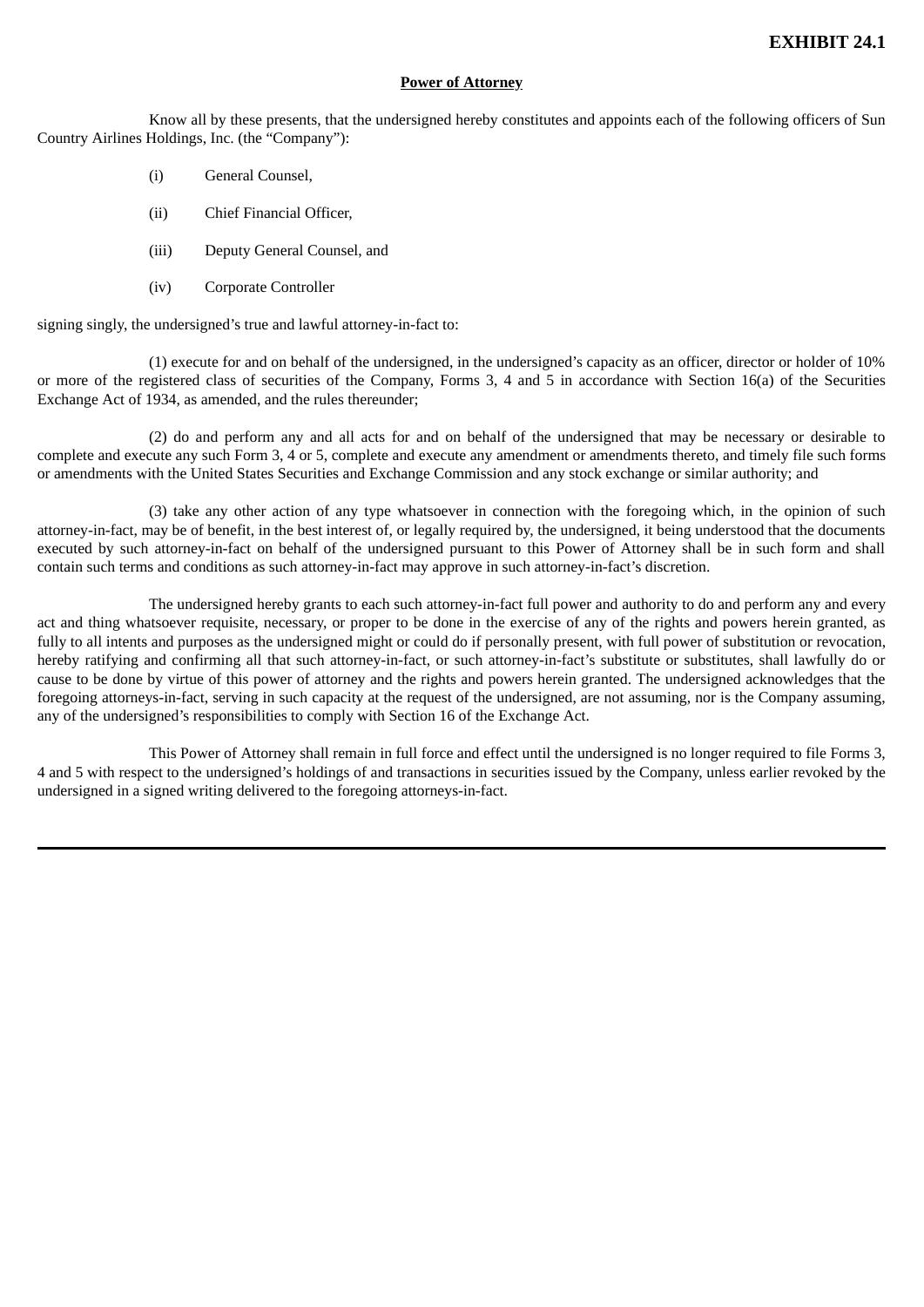**EXHIBIT 24.1**

**Power of Attorney**

Know all by these presents, that the undersigned hereby constitutes and appoints each of the following officers of Sun Country Airlines Holdings, Inc. (the “Company”):

(i) General Counsel,

(ii) Chief Financial Officer,

(iii) Deputy General Counsel, and

(iv) Corporate Controller

signing singly, the undersigned’s true and lawful attorney-in-fact to:

(1) execute for and on behalf of the undersigned, in the undersigned’s capacity as an officer, director or holder of 10% or more of the registered class of securities of the Company, Forms 3, 4 and 5 in accordance with Section 16(a) of the Securities Exchange Act of 1934, as amended, and the rules thereunder;

(2) do and perform any and all acts for and on behalf of the undersigned that may be necessary or desirable to complete and execute any such Form 3, 4 or 5, complete and execute any amendment or amendments thereto, and timely file such forms or amendments with the United States Securities and Exchange Commission and any stock exchange or similar authority; and

(3) take any other action of any type whatsoever in connection with the foregoing which, in the opinion of such attorney-in-fact, may be of benefit, in the best interest of, or legally required by, the undersigned, it being understood that the documents executed by such attorney-in-fact on behalf of the undersigned pursuant to this Power of Attorney shall be in such form and shall contain such terms and conditions as such attorney-in-fact may approve in such attorney-in-fact’s discretion.

The undersigned hereby grants to each such attorney-in-fact full power and authority to do and perform any and every act and thing whatsoever requisite, necessary, or proper to be done in the exercise of any of the rights and powers herein granted, as fully to all intents and purposes as the undersigned might or could do if personally present, with full power of substitution or revocation, hereby ratifying and confirming all that such attorney-in-fact, or such attorney-in-fact’s substitute or substitutes, shall lawfully do or cause to be done by virtue of this power of attorney and the rights and powers herein granted. The undersigned acknowledges that the foregoing attorneys-in-fact, serving in such capacity at the request of the undersigned, are not assuming, nor is the Company assuming, any of the undersigned’s responsibilities to comply with Section 16 of the Exchange Act.

This Power of Attorney shall remain in full force and effect until the undersigned is no longer required to file Forms 3, 4 and 5 with respect to the undersigned’s holdings of and transactions in securities issued by the Company, unless earlier revoked by the undersigned in a signed writing delivered to the foregoing attorneys-in-fact.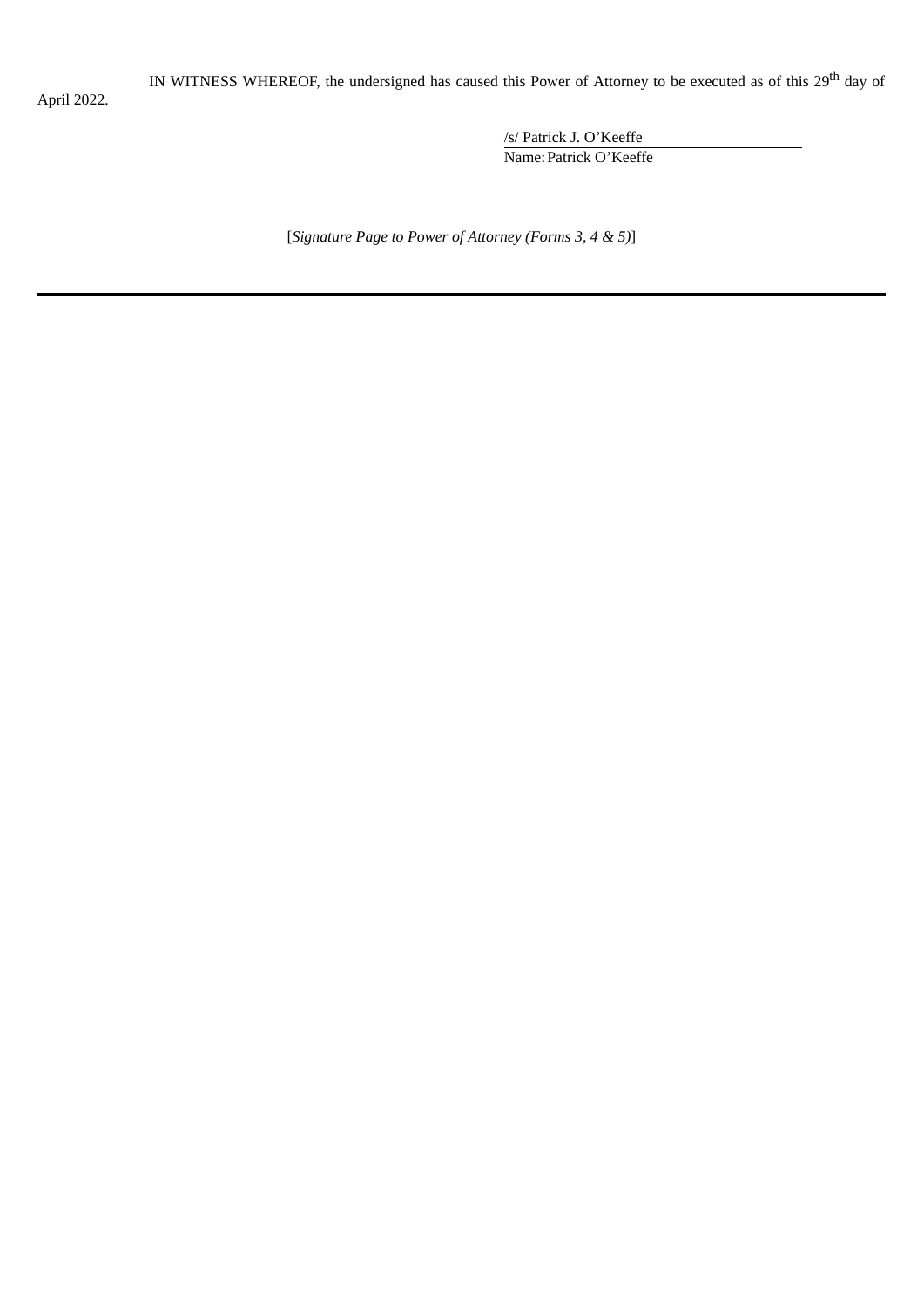IN WITNESS WHEREOF, the undersigned has caused this Power of Attorney to be executed as of this 29th day of April 2022.

/s/ Patrick J. O'Keeffe
Name: Patrick O'Keeffe

[*Signature Page to Power of Attorney (Forms 3, 4 & 5)*]